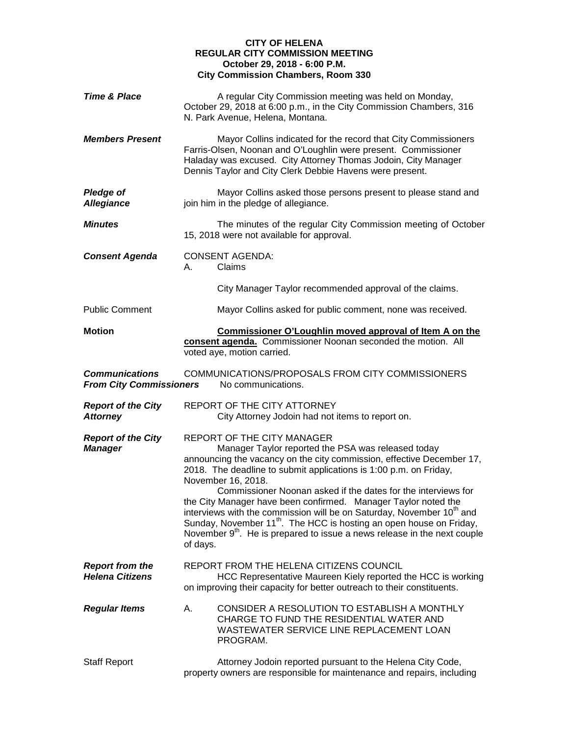**CITY OF HELENA**
**REGULAR CITY COMMISSION MEETING**
**October 29, 2018 - 6:00 P.M.**
**City Commission Chambers, Room 330**

***Time & Place*** A regular City Commission meeting was held on Monday, October 29, 2018 at 6:00 p.m., in the City Commission Chambers, 316 N. Park Avenue, Helena, Montana.

***Members Present*** Mayor Collins indicated for the record that City Commissioners Farris-Olsen, Noonan and O'Loughlin were present. Commissioner Haladay was excused. City Attorney Thomas Jodoin, City Manager Dennis Taylor and City Clerk Debbie Havens were present.

***Pledge of Allegiance*** Mayor Collins asked those persons present to please stand and join him in the pledge of allegiance.

***Minutes*** The minutes of the regular City Commission meeting of October 15, 2018 were not available for approval.

***Consent Agenda*** CONSENT AGENDA:
A. Claims

City Manager Taylor recommended approval of the claims.

Public Comment Mayor Collins asked for public comment, none was received.

**Motion** **Commissioner O'Loughlin moved approval of Item A on the consent agenda.** Commissioner Noonan seconded the motion. All voted aye, motion carried.

***Communications From City Commissioners*** COMMUNICATIONS/PROPOSALS FROM CITY COMMISSIONERS
No communications.

***Report of the City Attorney*** REPORT OF THE CITY ATTORNEY
City Attorney Jodoin had not items to report on.

***Report of the City Manager*** REPORT OF THE CITY MANAGER
Manager Taylor reported the PSA was released today announcing the vacancy on the city commission, effective December 17, 2018. The deadline to submit applications is 1:00 p.m. on Friday, November 16, 2018.

Commissioner Noonan asked if the dates for the interviews for the City Manager have been confirmed. Manager Taylor noted the interviews with the commission will be on Saturday, November 10th and Sunday, November 11th. The HCC is hosting an open house on Friday, November 9th. He is prepared to issue a news release in the next couple of days.

***Report from the Helena Citizens*** REPORT FROM THE HELENA CITIZENS COUNCIL
HCC Representative Maureen Kiely reported the HCC is working on improving their capacity for better outreach to their constituents.

***Regular Items*** A. CONSIDER A RESOLUTION TO ESTABLISH A MONTHLY CHARGE TO FUND THE RESIDENTIAL WATER AND WASTEWATER SERVICE LINE REPLACEMENT LOAN PROGRAM.

Staff Report Attorney Jodoin reported pursuant to the Helena City Code, property owners are responsible for maintenance and repairs, including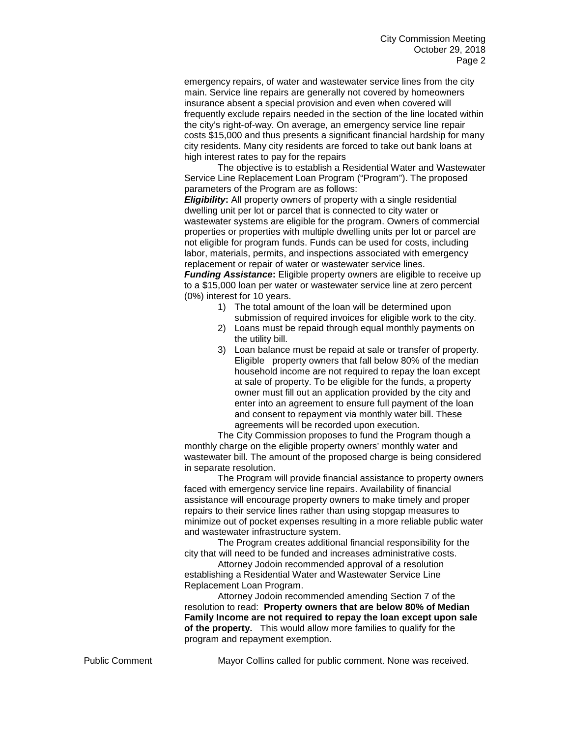emergency repairs, of water and wastewater service lines from the city main. Service line repairs are generally not covered by homeowners insurance absent a special provision and even when covered will frequently exclude repairs needed in the section of the line located within the city's right-of-way. On average, an emergency service line repair costs $15,000 and thus presents a significant financial hardship for many city residents. Many city residents are forced to take out bank loans at high interest rates to pay for the repairs

The objective is to establish a Residential Water and Wastewater Service Line Replacement Loan Program ("Program"). The proposed parameters of the Program are as follows:

***Eligibility*:** All property owners of property with a single residential dwelling unit per lot or parcel that is connected to city water or wastewater systems are eligible for the program. Owners of commercial properties or properties with multiple dwelling units per lot or parcel are not eligible for program funds. Funds can be used for costs, including labor, materials, permits, and inspections associated with emergency replacement or repair of water or wastewater service lines.

***Funding Assistance*:** Eligible property owners are eligible to receive up to a $15,000 loan per water or wastewater service line at zero percent (0%) interest for 10 years.

1) The total amount of the loan will be determined upon submission of required invoices for eligible work to the city.
2) Loans must be repaid through equal monthly payments on the utility bill.
3) Loan balance must be repaid at sale or transfer of property. Eligible property owners that fall below 80% of the median household income are not required to repay the loan except at sale of property. To be eligible for the funds, a property owner must fill out an application provided by the city and enter into an agreement to ensure full payment of the loan and consent to repayment via monthly water bill. These agreements will be recorded upon execution.

The City Commission proposes to fund the Program though a monthly charge on the eligible property owners' monthly water and wastewater bill. The amount of the proposed charge is being considered in separate resolution.

The Program will provide financial assistance to property owners faced with emergency service line repairs. Availability of financial assistance will encourage property owners to make timely and proper repairs to their service lines rather than using stopgap measures to minimize out of pocket expenses resulting in a more reliable public water and wastewater infrastructure system.

The Program creates additional financial responsibility for the city that will need to be funded and increases administrative costs.

Attorney Jodoin recommended approval of a resolution establishing a Residential Water and Wastewater Service Line Replacement Loan Program.

Attorney Jodoin recommended amending Section 7 of the resolution to read: **Property owners that are below 80% of Median Family Income are not required to repay the loan except upon sale of the property.** This would allow more families to qualify for the program and repayment exemption.

Public Comment

Mayor Collins called for public comment. None was received.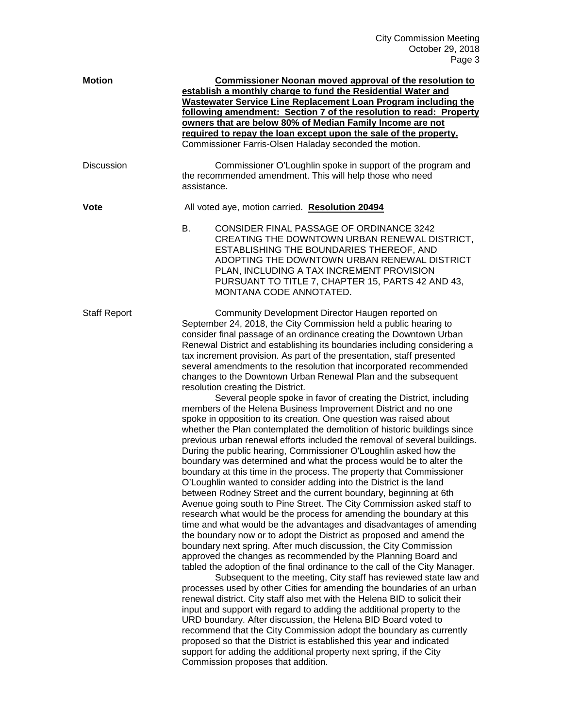**Motion** **Commissioner Noonan moved approval of the resolution to establish a monthly charge to fund the Residential Water and Wastewater Service Line Replacement Loan Program including the following amendment: Section 7 of the resolution to read: Property owners that are below 80% of Median Family Income are not required to repay the loan except upon the sale of the property.** Commissioner Farris-Olsen Haladay seconded the motion.

Discussion Commissioner O'Loughlin spoke in support of the program and the recommended amendment. This will help those who need assistance.

**Vote** All voted aye, motion carried. **Resolution 20494**

B. CONSIDER FINAL PASSAGE OF ORDINANCE 3242 CREATING THE DOWNTOWN URBAN RENEWAL DISTRICT, ESTABLISHING THE BOUNDARIES THEREOF, AND ADOPTING THE DOWNTOWN URBAN RENEWAL DISTRICT PLAN, INCLUDING A TAX INCREMENT PROVISION PURSUANT TO TITLE 7, CHAPTER 15, PARTS 42 AND 43, MONTANA CODE ANNOTATED.

Staff Report Community Development Director Haugen reported on September 24, 2018, the City Commission held a public hearing to consider final passage of an ordinance creating the Downtown Urban Renewal District and establishing its boundaries including considering a tax increment provision. As part of the presentation, staff presented several amendments to the resolution that incorporated recommended changes to the Downtown Urban Renewal Plan and the subsequent resolution creating the District.

Several people spoke in favor of creating the District, including members of the Helena Business Improvement District and no one spoke in opposition to its creation. One question was raised about whether the Plan contemplated the demolition of historic buildings since previous urban renewal efforts included the removal of several buildings. During the public hearing, Commissioner O'Loughlin asked how the boundary was determined and what the process would be to alter the boundary at this time in the process. The property that Commissioner O'Loughlin wanted to consider adding into the District is the land between Rodney Street and the current boundary, beginning at 6th Avenue going south to Pine Street. The City Commission asked staff to research what would be the process for amending the boundary at this time and what would be the advantages and disadvantages of amending the boundary now or to adopt the District as proposed and amend the boundary next spring. After much discussion, the City Commission approved the changes as recommended by the Planning Board and tabled the adoption of the final ordinance to the call of the City Manager.

Subsequent to the meeting, City staff has reviewed state law and processes used by other Cities for amending the boundaries of an urban renewal district. City staff also met with the Helena BID to solicit their input and support with regard to adding the additional property to the URD boundary. After discussion, the Helena BID Board voted to recommend that the City Commission adopt the boundary as currently proposed so that the District is established this year and indicated support for adding the additional property next spring, if the City Commission proposes that addition.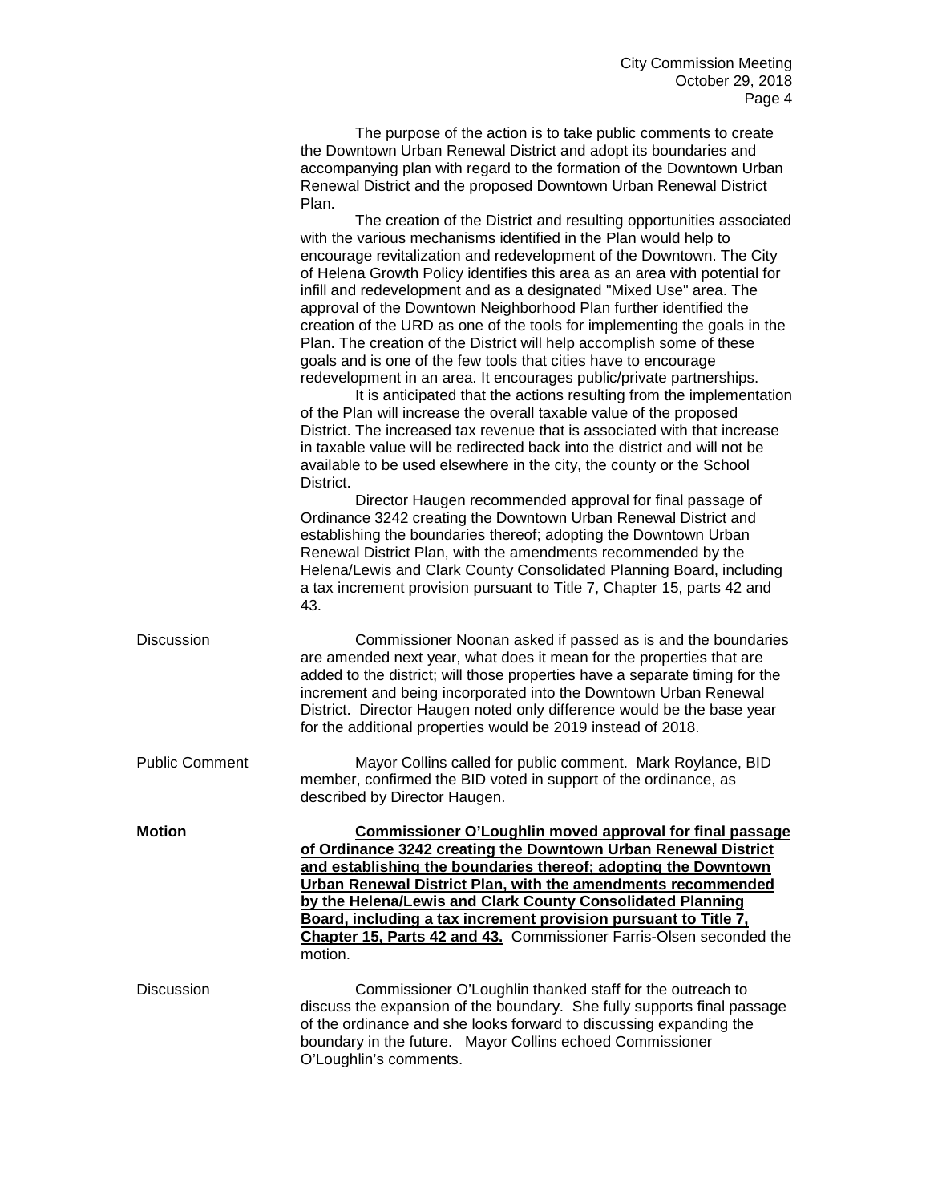The purpose of the action is to take public comments to create the Downtown Urban Renewal District and adopt its boundaries and accompanying plan with regard to the formation of the Downtown Urban Renewal District and the proposed Downtown Urban Renewal District Plan.

The creation of the District and resulting opportunities associated with the various mechanisms identified in the Plan would help to encourage revitalization and redevelopment of the Downtown. The City of Helena Growth Policy identifies this area as an area with potential for infill and redevelopment and as a designated "Mixed Use" area. The approval of the Downtown Neighborhood Plan further identified the creation of the URD as one of the tools for implementing the goals in the Plan. The creation of the District will help accomplish some of these goals and is one of the few tools that cities have to encourage redevelopment in an area. It encourages public/private partnerships.

It is anticipated that the actions resulting from the implementation of the Plan will increase the overall taxable value of the proposed District. The increased tax revenue that is associated with that increase in taxable value will be redirected back into the district and will not be available to be used elsewhere in the city, the county or the School District.

Director Haugen recommended approval for final passage of Ordinance 3242 creating the Downtown Urban Renewal District and establishing the boundaries thereof; adopting the Downtown Urban Renewal District Plan, with the amendments recommended by the Helena/Lewis and Clark County Consolidated Planning Board, including a tax increment provision pursuant to Title 7, Chapter 15, parts 42 and 43.

Discussion

Commissioner Noonan asked if passed as is and the boundaries are amended next year, what does it mean for the properties that are added to the district; will those properties have a separate timing for the increment and being incorporated into the Downtown Urban Renewal District. Director Haugen noted only difference would be the base year for the additional properties would be 2019 instead of 2018.

Public Comment

Mayor Collins called for public comment. Mark Roylance, BID member, confirmed the BID voted in support of the ordinance, as described by Director Haugen.

**Motion**

**Commissioner O'Loughlin moved approval for final passage of Ordinance 3242 creating the Downtown Urban Renewal District and establishing the boundaries thereof; adopting the Downtown Urban Renewal District Plan, with the amendments recommended by the Helena/Lewis and Clark County Consolidated Planning Board, including a tax increment provision pursuant to Title 7, Chapter 15, Parts 42 and 43.** Commissioner Farris-Olsen seconded the motion.

Discussion

Commissioner O'Loughlin thanked staff for the outreach to discuss the expansion of the boundary. She fully supports final passage of the ordinance and she looks forward to discussing expanding the boundary in the future. Mayor Collins echoed Commissioner O'Loughlin's comments.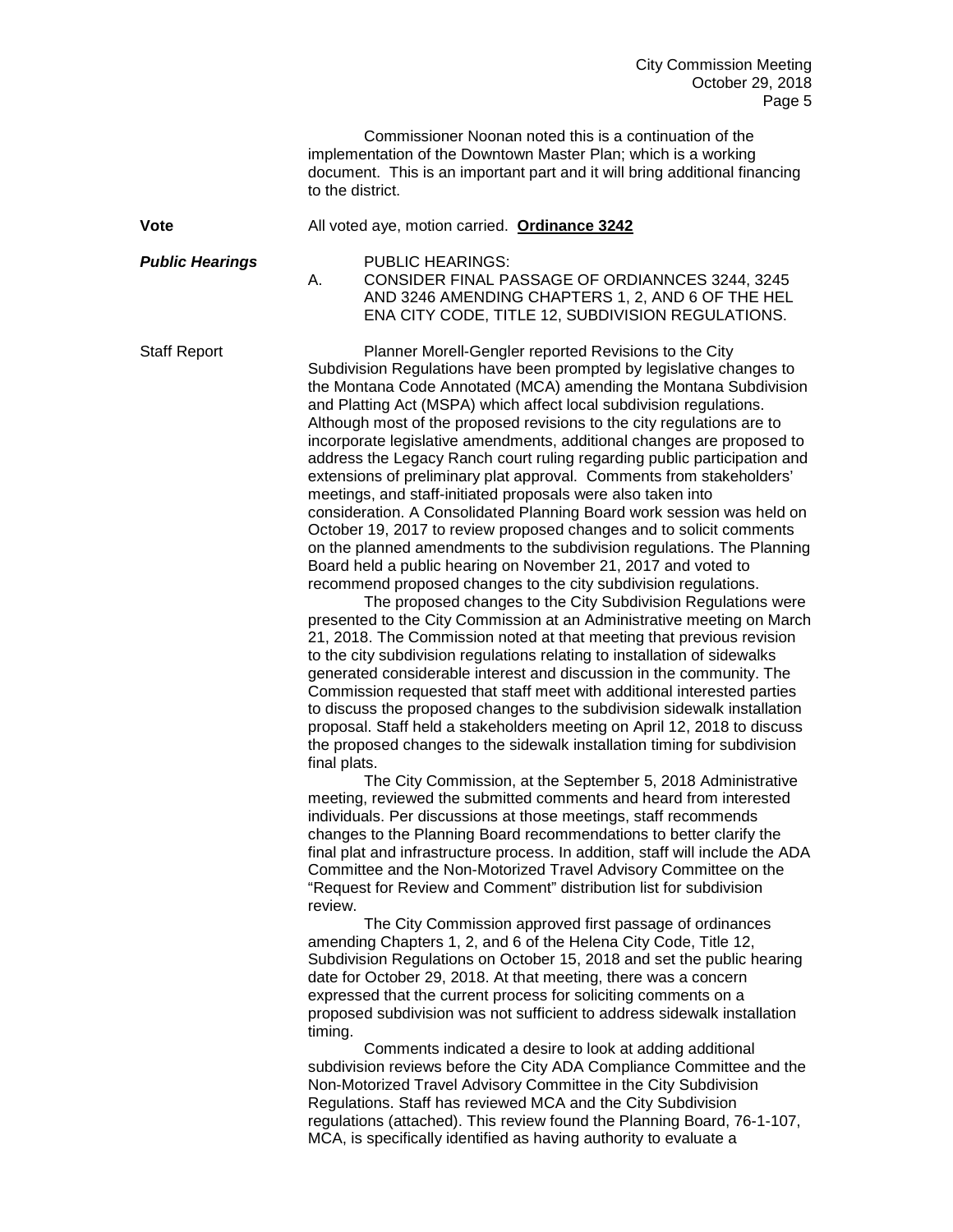Commissioner Noonan noted this is a continuation of the implementation of the Downtown Master Plan; which is a working document. This is an important part and it will bring additional financing to the district.

**Vote** All voted aye, motion carried. **Ordinance 3242**

***Public Hearings*** PUBLIC HEARINGS:

A. CONSIDER FINAL PASSAGE OF ORDIANNCES 3244, 3245 AND 3246 AMENDING CHAPTERS 1, 2, AND 6 OF THE HEL ENA CITY CODE, TITLE 12, SUBDIVISION REGULATIONS.

Staff Report

Planner Morell-Gengler reported Revisions to the City Subdivision Regulations have been prompted by legislative changes to the Montana Code Annotated (MCA) amending the Montana Subdivision and Platting Act (MSPA) which affect local subdivision regulations. Although most of the proposed revisions to the city regulations are to incorporate legislative amendments, additional changes are proposed to address the Legacy Ranch court ruling regarding public participation and extensions of preliminary plat approval. Comments from stakeholders' meetings, and staff-initiated proposals were also taken into consideration. A Consolidated Planning Board work session was held on October 19, 2017 to review proposed changes and to solicit comments on the planned amendments to the subdivision regulations. The Planning Board held a public hearing on November 21, 2017 and voted to recommend proposed changes to the city subdivision regulations.

The proposed changes to the City Subdivision Regulations were presented to the City Commission at an Administrative meeting on March 21, 2018. The Commission noted at that meeting that previous revision to the city subdivision regulations relating to installation of sidewalks generated considerable interest and discussion in the community. The Commission requested that staff meet with additional interested parties to discuss the proposed changes to the subdivision sidewalk installation proposal. Staff held a stakeholders meeting on April 12, 2018 to discuss the proposed changes to the sidewalk installation timing for subdivision final plats.

The City Commission, at the September 5, 2018 Administrative meeting, reviewed the submitted comments and heard from interested individuals. Per discussions at those meetings, staff recommends changes to the Planning Board recommendations to better clarify the final plat and infrastructure process. In addition, staff will include the ADA Committee and the Non-Motorized Travel Advisory Committee on the "Request for Review and Comment" distribution list for subdivision review.

The City Commission approved first passage of ordinances amending Chapters 1, 2, and 6 of the Helena City Code, Title 12, Subdivision Regulations on October 15, 2018 and set the public hearing date for October 29, 2018. At that meeting, there was a concern expressed that the current process for soliciting comments on a proposed subdivision was not sufficient to address sidewalk installation timing.

Comments indicated a desire to look at adding additional subdivision reviews before the City ADA Compliance Committee and the Non-Motorized Travel Advisory Committee in the City Subdivision Regulations. Staff has reviewed MCA and the City Subdivision regulations (attached). This review found the Planning Board, 76-1-107, MCA, is specifically identified as having authority to evaluate a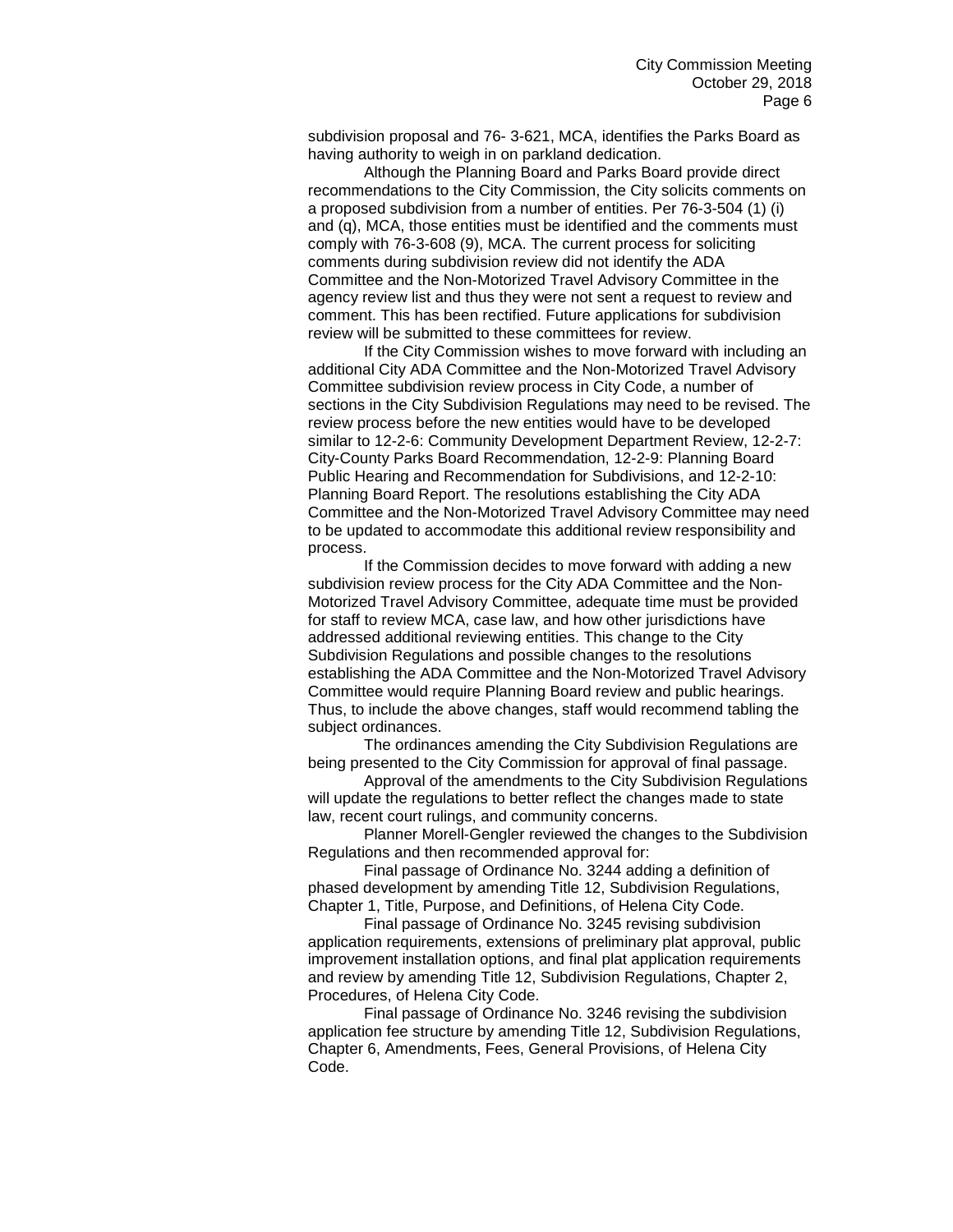subdivision proposal and 76- 3-621, MCA, identifies the Parks Board as having authority to weigh in on parkland dedication.

Although the Planning Board and Parks Board provide direct recommendations to the City Commission, the City solicits comments on a proposed subdivision from a number of entities. Per 76-3-504 (1) (i) and (q), MCA, those entities must be identified and the comments must comply with 76-3-608 (9), MCA. The current process for soliciting comments during subdivision review did not identify the ADA Committee and the Non-Motorized Travel Advisory Committee in the agency review list and thus they were not sent a request to review and comment. This has been rectified. Future applications for subdivision review will be submitted to these committees for review.

If the City Commission wishes to move forward with including an additional City ADA Committee and the Non-Motorized Travel Advisory Committee subdivision review process in City Code, a number of sections in the City Subdivision Regulations may need to be revised. The review process before the new entities would have to be developed similar to 12-2-6: Community Development Department Review, 12-2-7: City-County Parks Board Recommendation, 12-2-9: Planning Board Public Hearing and Recommendation for Subdivisions, and 12-2-10: Planning Board Report. The resolutions establishing the City ADA Committee and the Non-Motorized Travel Advisory Committee may need to be updated to accommodate this additional review responsibility and process.

If the Commission decides to move forward with adding a new subdivision review process for the City ADA Committee and the Non-Motorized Travel Advisory Committee, adequate time must be provided for staff to review MCA, case law, and how other jurisdictions have addressed additional reviewing entities. This change to the City Subdivision Regulations and possible changes to the resolutions establishing the ADA Committee and the Non-Motorized Travel Advisory Committee would require Planning Board review and public hearings. Thus, to include the above changes, staff would recommend tabling the subject ordinances.

The ordinances amending the City Subdivision Regulations are being presented to the City Commission for approval of final passage.

Approval of the amendments to the City Subdivision Regulations will update the regulations to better reflect the changes made to state law, recent court rulings, and community concerns.

Planner Morell-Gengler reviewed the changes to the Subdivision Regulations and then recommended approval for:

Final passage of Ordinance No. 3244 adding a definition of phased development by amending Title 12, Subdivision Regulations, Chapter 1, Title, Purpose, and Definitions, of Helena City Code.

Final passage of Ordinance No. 3245 revising subdivision application requirements, extensions of preliminary plat approval, public improvement installation options, and final plat application requirements and review by amending Title 12, Subdivision Regulations, Chapter 2, Procedures, of Helena City Code.

Final passage of Ordinance No. 3246 revising the subdivision application fee structure by amending Title 12, Subdivision Regulations, Chapter 6, Amendments, Fees, General Provisions, of Helena City Code.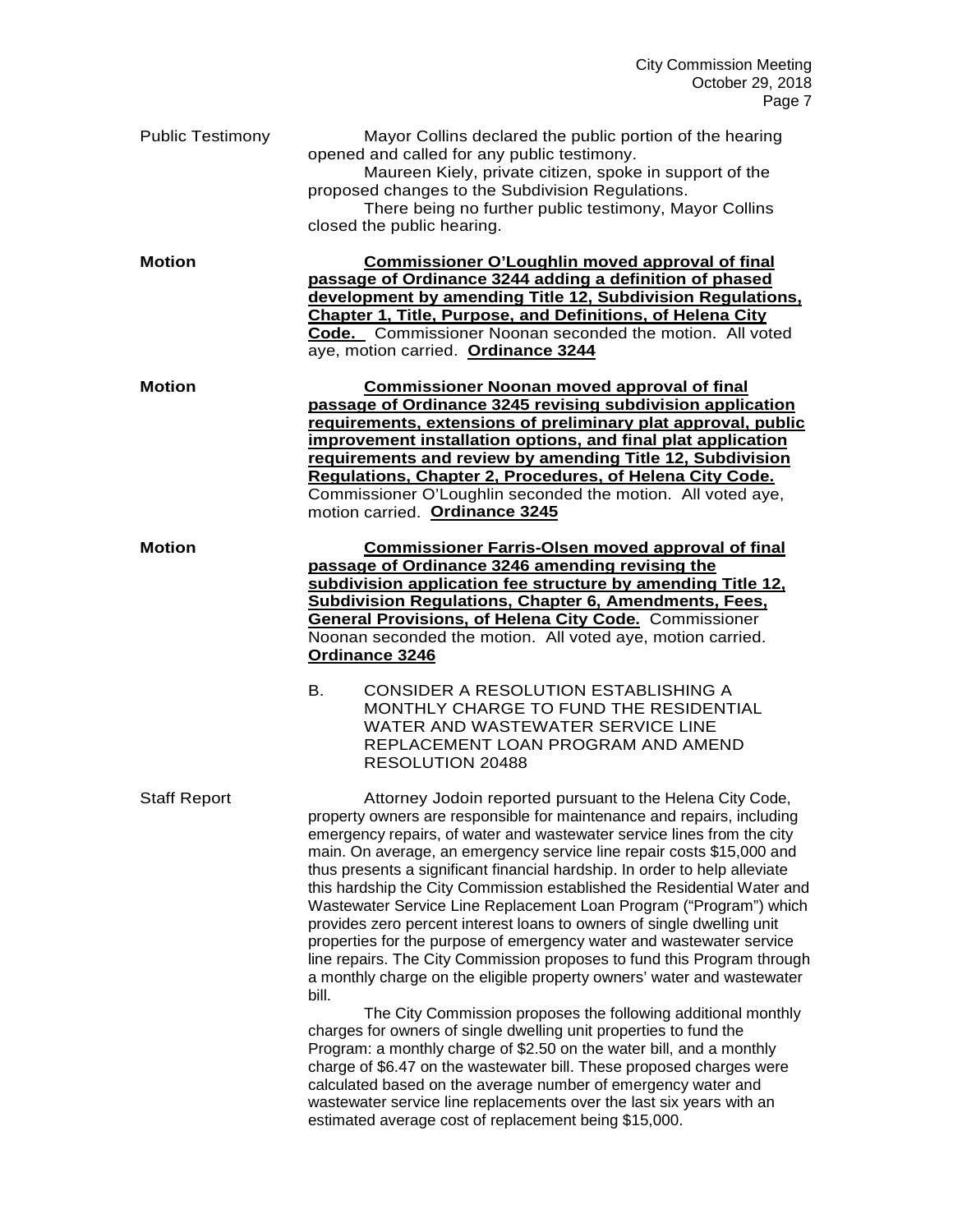Public Testimony

Mayor Collins declared the public portion of the hearing opened and called for any public testimony.

Maureen Kiely, private citizen, spoke in support of the proposed changes to the Subdivision Regulations.

There being no further public testimony, Mayor Collins closed the public hearing.

**Motion**

**Commissioner O'Loughlin moved approval of final passage of Ordinance 3244 adding a definition of phased development by amending Title 12, Subdivision Regulations, Chapter 1, Title, Purpose, and Definitions, of Helena City Code.** Commissioner Noonan seconded the motion. All voted aye, motion carried. **Ordinance 3244**

**Motion**

**Commissioner Noonan moved approval of final passage of Ordinance 3245 revising subdivision application requirements, extensions of preliminary plat approval, public improvement installation options, and final plat application requirements and review by amending Title 12, Subdivision Regulations, Chapter 2, Procedures, of Helena City Code.** Commissioner O'Loughlin seconded the motion. All voted aye, motion carried. **Ordinance 3245**

**Motion**

**Commissioner Farris-Olsen moved approval of final passage of Ordinance 3246 amending revising the subdivision application fee structure by amending Title 12, Subdivision Regulations, Chapter 6, Amendments, Fees, General Provisions, of Helena City Code.** Commissioner Noonan seconded the motion. All voted aye, motion carried. **Ordinance 3246**

B. CONSIDER A RESOLUTION ESTABLISHING A MONTHLY CHARGE TO FUND THE RESIDENTIAL WATER AND WASTEWATER SERVICE LINE REPLACEMENT LOAN PROGRAM AND AMEND RESOLUTION 20488

Staff Report

Attorney Jodoin reported pursuant to the Helena City Code, property owners are responsible for maintenance and repairs, including emergency repairs, of water and wastewater service lines from the city main. On average, an emergency service line repair costs $15,000 and thus presents a significant financial hardship. In order to help alleviate this hardship the City Commission established the Residential Water and Wastewater Service Line Replacement Loan Program ("Program") which provides zero percent interest loans to owners of single dwelling unit properties for the purpose of emergency water and wastewater service line repairs. The City Commission proposes to fund this Program through a monthly charge on the eligible property owners' water and wastewater bill.

The City Commission proposes the following additional monthly charges for owners of single dwelling unit properties to fund the Program: a monthly charge of $2.50 on the water bill, and a monthly charge of $6.47 on the wastewater bill. These proposed charges were calculated based on the average number of emergency water and wastewater service line replacements over the last six years with an estimated average cost of replacement being $15,000.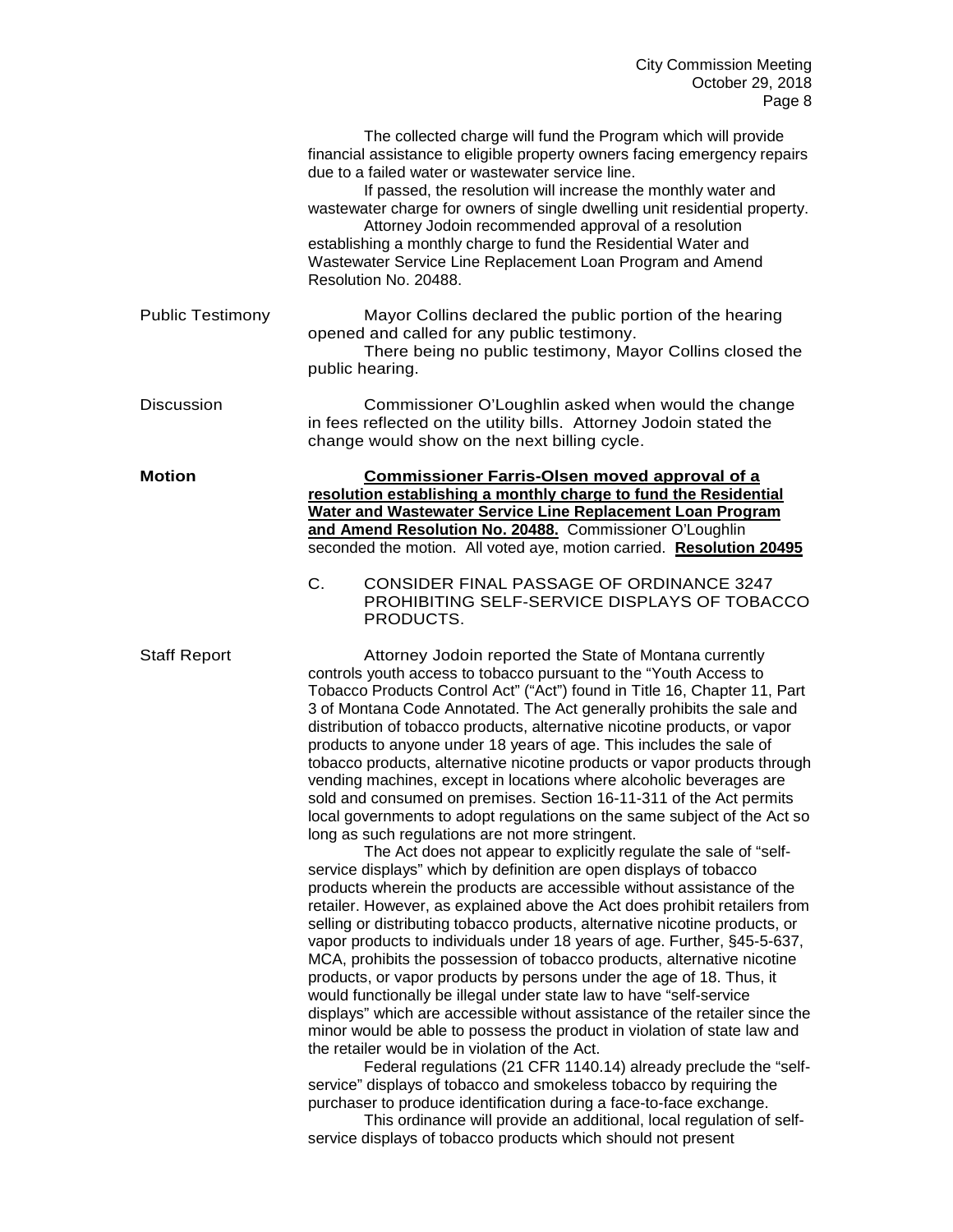The collected charge will fund the Program which will provide financial assistance to eligible property owners facing emergency repairs due to a failed water or wastewater service line.

If passed, the resolution will increase the monthly water and wastewater charge for owners of single dwelling unit residential property.

Attorney Jodoin recommended approval of a resolution establishing a monthly charge to fund the Residential Water and Wastewater Service Line Replacement Loan Program and Amend Resolution No. 20488.

Public Testimony

Mayor Collins declared the public portion of the hearing opened and called for any public testimony.

There being no public testimony, Mayor Collins closed the public hearing.

Discussion

Commissioner O'Loughlin asked when would the change in fees reflected on the utility bills. Attorney Jodoin stated the change would show on the next billing cycle.

**Motion**

**Commissioner Farris-Olsen moved approval of a resolution establishing a monthly charge to fund the Residential Water and Wastewater Service Line Replacement Loan Program and Amend Resolution No. 20488.** Commissioner O'Loughlin seconded the motion. All voted aye, motion carried. **Resolution 20495**

C. CONSIDER FINAL PASSAGE OF ORDINANCE 3247 PROHIBITING SELF-SERVICE DISPLAYS OF TOBACCO PRODUCTS.

Staff Report

Attorney Jodoin reported the State of Montana currently controls youth access to tobacco pursuant to the "Youth Access to Tobacco Products Control Act" ("Act") found in Title 16, Chapter 11, Part 3 of Montana Code Annotated. The Act generally prohibits the sale and distribution of tobacco products, alternative nicotine products, or vapor products to anyone under 18 years of age. This includes the sale of tobacco products, alternative nicotine products or vapor products through vending machines, except in locations where alcoholic beverages are sold and consumed on premises. Section 16-11-311 of the Act permits local governments to adopt regulations on the same subject of the Act so long as such regulations are not more stringent.

The Act does not appear to explicitly regulate the sale of "self-service displays" which by definition are open displays of tobacco products wherein the products are accessible without assistance of the retailer. However, as explained above the Act does prohibit retailers from selling or distributing tobacco products, alternative nicotine products, or vapor products to individuals under 18 years of age. Further, §45-5-637, MCA, prohibits the possession of tobacco products, alternative nicotine products, or vapor products by persons under the age of 18. Thus, it would functionally be illegal under state law to have "self-service displays" which are accessible without assistance of the retailer since the minor would be able to possess the product in violation of state law and the retailer would be in violation of the Act.

Federal regulations (21 CFR 1140.14) already preclude the "self-service" displays of tobacco and smokeless tobacco by requiring the purchaser to produce identification during a face-to-face exchange.

This ordinance will provide an additional, local regulation of self-service displays of tobacco products which should not present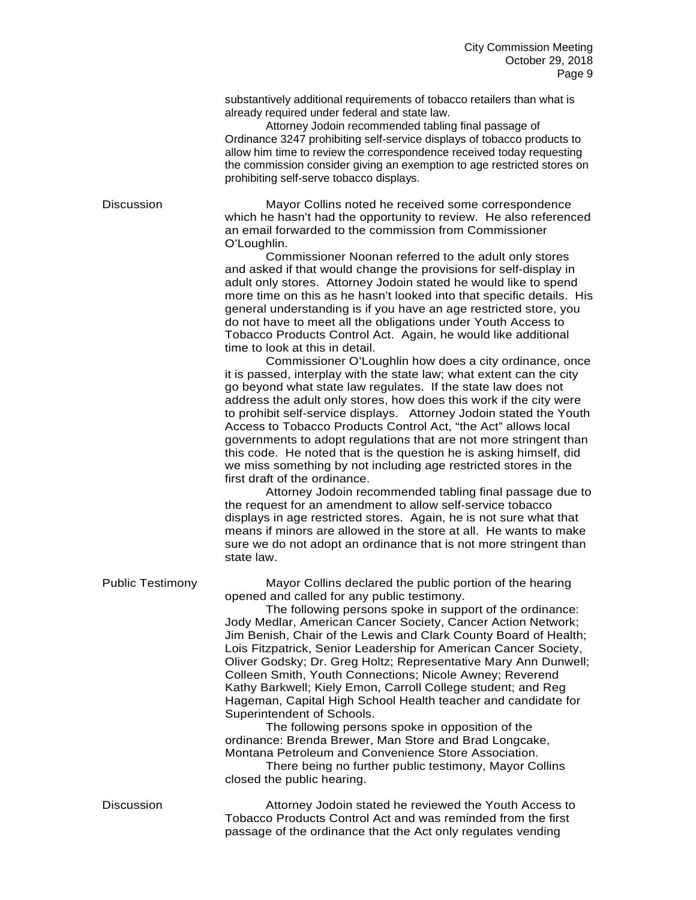substantively additional requirements of tobacco retailers than what is already required under federal and state law.

Attorney Jodoin recommended tabling final passage of Ordinance 3247 prohibiting self-service displays of tobacco products to allow him time to review the correspondence received today requesting the commission consider giving an exemption to age restricted stores on prohibiting self-serve tobacco displays.

Discussion

Mayor Collins noted he received some correspondence which he hasn't had the opportunity to review. He also referenced an email forwarded to the commission from Commissioner O'Loughlin.

Commissioner Noonan referred to the adult only stores and asked if that would change the provisions for self-display in adult only stores. Attorney Jodoin stated he would like to spend more time on this as he hasn't looked into that specific details. His general understanding is if you have an age restricted store, you do not have to meet all the obligations under Youth Access to Tobacco Products Control Act. Again, he would like additional time to look at this in detail.

Commissioner O'Loughlin how does a city ordinance, once it is passed, interplay with the state law; what extent can the city go beyond what state law regulates. If the state law does not address the adult only stores, how does this work if the city were to prohibit self-service displays. Attorney Jodoin stated the Youth Access to Tobacco Products Control Act, "the Act" allows local governments to adopt regulations that are not more stringent than this code. He noted that is the question he is asking himself, did we miss something by not including age restricted stores in the first draft of the ordinance.

Attorney Jodoin recommended tabling final passage due to the request for an amendment to allow self-service tobacco displays in age restricted stores. Again, he is not sure what that means if minors are allowed in the store at all. He wants to make sure we do not adopt an ordinance that is not more stringent than state law.

Public Testimony

Mayor Collins declared the public portion of the hearing opened and called for any public testimony.

The following persons spoke in support of the ordinance: Jody Medlar, American Cancer Society, Cancer Action Network; Jim Benish, Chair of the Lewis and Clark County Board of Health; Lois Fitzpatrick, Senior Leadership for American Cancer Society, Oliver Godsky; Dr. Greg Holtz; Representative Mary Ann Dunwell; Colleen Smith, Youth Connections; Nicole Awney; Reverend Kathy Barkwell; Kiely Emon, Carroll College student; and Reg Hageman, Capital High School Health teacher and candidate for Superintendent of Schools.

The following persons spoke in opposition of the ordinance: Brenda Brewer, Man Store and Brad Longcake, Montana Petroleum and Convenience Store Association.

There being no further public testimony, Mayor Collins closed the public hearing.

Discussion

Attorney Jodoin stated he reviewed the Youth Access to Tobacco Products Control Act and was reminded from the first passage of the ordinance that the Act only regulates vending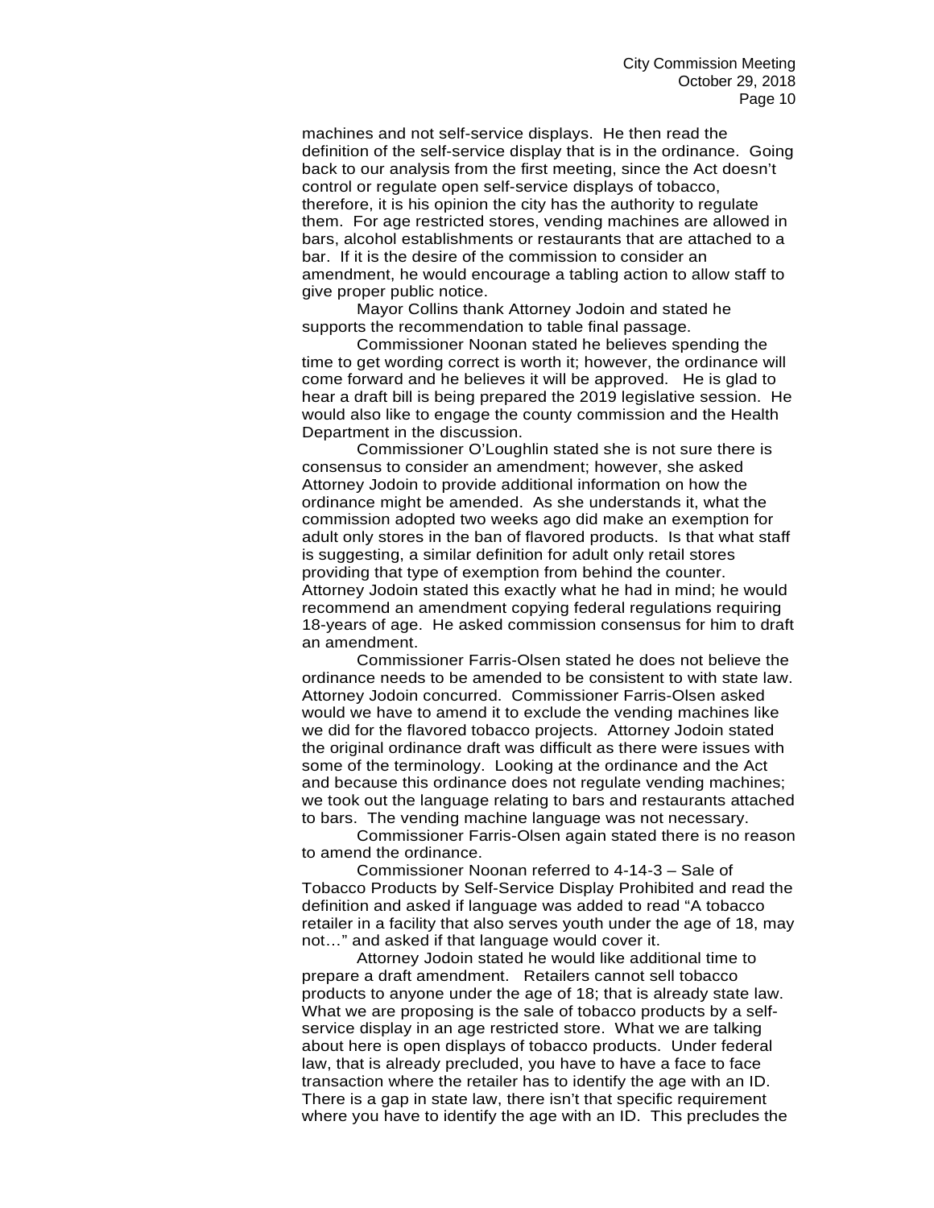machines and not self-service displays. He then read the definition of the self-service display that is in the ordinance. Going back to our analysis from the first meeting, since the Act doesn't control or regulate open self-service displays of tobacco, therefore, it is his opinion the city has the authority to regulate them. For age restricted stores, vending machines are allowed in bars, alcohol establishments or restaurants that are attached to a bar. If it is the desire of the commission to consider an amendment, he would encourage a tabling action to allow staff to give proper public notice.

Mayor Collins thank Attorney Jodoin and stated he supports the recommendation to table final passage.

Commissioner Noonan stated he believes spending the time to get wording correct is worth it; however, the ordinance will come forward and he believes it will be approved. He is glad to hear a draft bill is being prepared the 2019 legislative session. He would also like to engage the county commission and the Health Department in the discussion.

Commissioner O'Loughlin stated she is not sure there is consensus to consider an amendment; however, she asked Attorney Jodoin to provide additional information on how the ordinance might be amended. As she understands it, what the commission adopted two weeks ago did make an exemption for adult only stores in the ban of flavored products. Is that what staff is suggesting, a similar definition for adult only retail stores providing that type of exemption from behind the counter. Attorney Jodoin stated this exactly what he had in mind; he would recommend an amendment copying federal regulations requiring 18-years of age. He asked commission consensus for him to draft an amendment.

Commissioner Farris-Olsen stated he does not believe the ordinance needs to be amended to be consistent to with state law. Attorney Jodoin concurred. Commissioner Farris-Olsen asked would we have to amend it to exclude the vending machines like we did for the flavored tobacco projects. Attorney Jodoin stated the original ordinance draft was difficult as there were issues with some of the terminology. Looking at the ordinance and the Act and because this ordinance does not regulate vending machines; we took out the language relating to bars and restaurants attached to bars. The vending machine language was not necessary.

Commissioner Farris-Olsen again stated there is no reason to amend the ordinance.

Commissioner Noonan referred to 4-14-3 – Sale of Tobacco Products by Self-Service Display Prohibited and read the definition and asked if language was added to read "A tobacco retailer in a facility that also serves youth under the age of 18, may not…" and asked if that language would cover it.

Attorney Jodoin stated he would like additional time to prepare a draft amendment. Retailers cannot sell tobacco products to anyone under the age of 18; that is already state law. What we are proposing is the sale of tobacco products by a self-service display in an age restricted store. What we are talking about here is open displays of tobacco products. Under federal law, that is already precluded, you have to have a face to face transaction where the retailer has to identify the age with an ID. There is a gap in state law, there isn't that specific requirement where you have to identify the age with an ID. This precludes the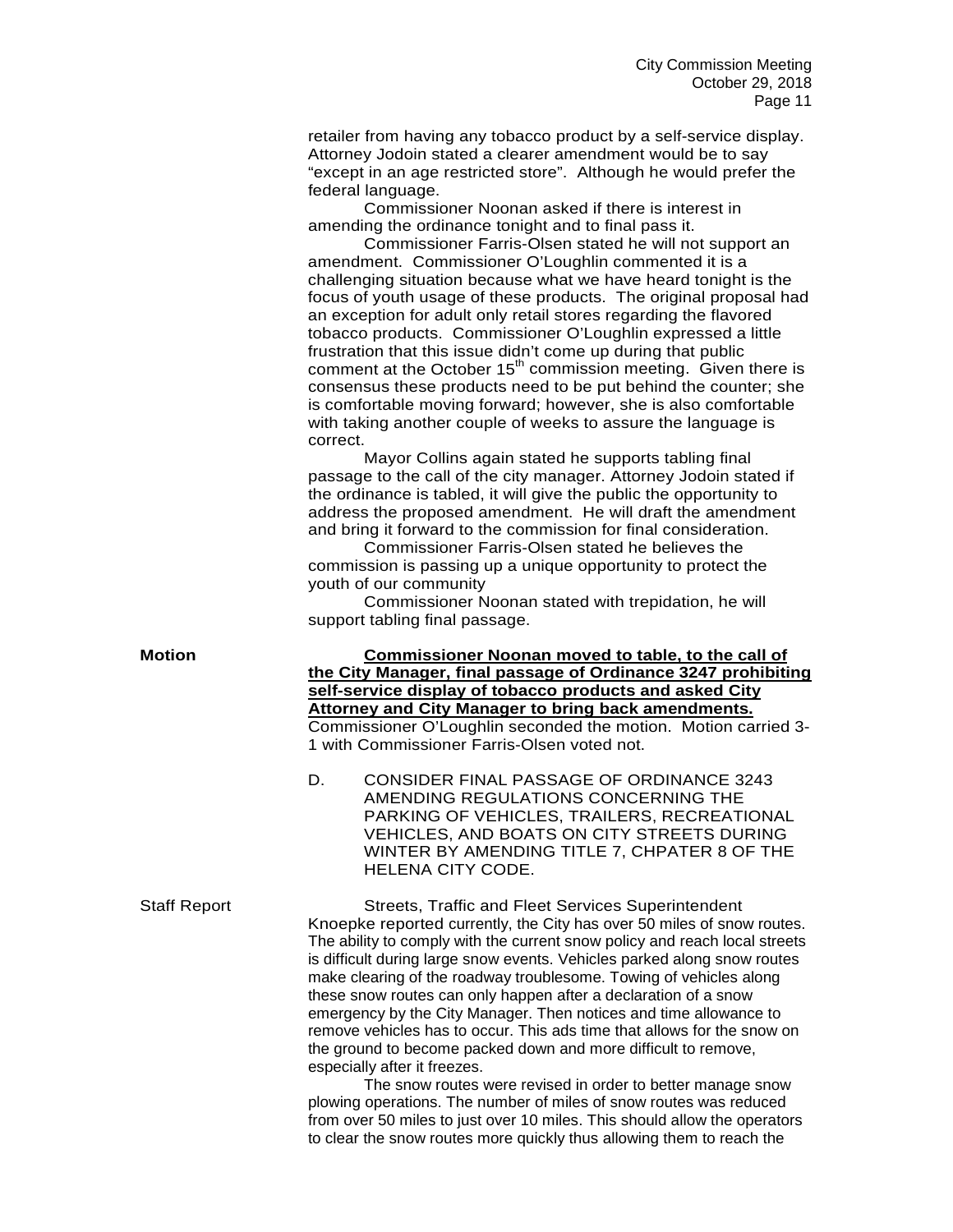retailer from having any tobacco product by a self-service display. Attorney Jodoin stated a clearer amendment would be to say "except in an age restricted store". Although he would prefer the federal language.

Commissioner Noonan asked if there is interest in amending the ordinance tonight and to final pass it.

Commissioner Farris-Olsen stated he will not support an amendment. Commissioner O'Loughlin commented it is a challenging situation because what we have heard tonight is the focus of youth usage of these products. The original proposal had an exception for adult only retail stores regarding the flavored tobacco products. Commissioner O'Loughlin expressed a little frustration that this issue didn't come up during that public comment at the October 15th commission meeting. Given there is consensus these products need to be put behind the counter; she is comfortable moving forward; however, she is also comfortable with taking another couple of weeks to assure the language is correct.

Mayor Collins again stated he supports tabling final passage to the call of the city manager. Attorney Jodoin stated if the ordinance is tabled, it will give the public the opportunity to address the proposed amendment. He will draft the amendment and bring it forward to the commission for final consideration.

Commissioner Farris-Olsen stated he believes the commission is passing up a unique opportunity to protect the youth of our community

Commissioner Noonan stated with trepidation, he will support tabling final passage.

**Motion**

**Commissioner Noonan moved to table, to the call of the City Manager, final passage of Ordinance 3247 prohibiting self-service display of tobacco products and asked City Attorney and City Manager to bring back amendments.** Commissioner O'Loughlin seconded the motion. Motion carried 3-1 with Commissioner Farris-Olsen voted not.

D. CONSIDER FINAL PASSAGE OF ORDINANCE 3243 AMENDING REGULATIONS CONCERNING THE PARKING OF VEHICLES, TRAILERS, RECREATIONAL VEHICLES, AND BOATS ON CITY STREETS DURING WINTER BY AMENDING TITLE 7, CHPATER 8 OF THE HELENA CITY CODE.

Staff Report

Streets, Traffic and Fleet Services Superintendent Knoepke reported currently, the City has over 50 miles of snow routes. The ability to comply with the current snow policy and reach local streets is difficult during large snow events. Vehicles parked along snow routes make clearing of the roadway troublesome. Towing of vehicles along these snow routes can only happen after a declaration of a snow emergency by the City Manager. Then notices and time allowance to remove vehicles has to occur. This ads time that allows for the snow on the ground to become packed down and more difficult to remove, especially after it freezes.

The snow routes were revised in order to better manage snow plowing operations. The number of miles of snow routes was reduced from over 50 miles to just over 10 miles. This should allow the operators to clear the snow routes more quickly thus allowing them to reach the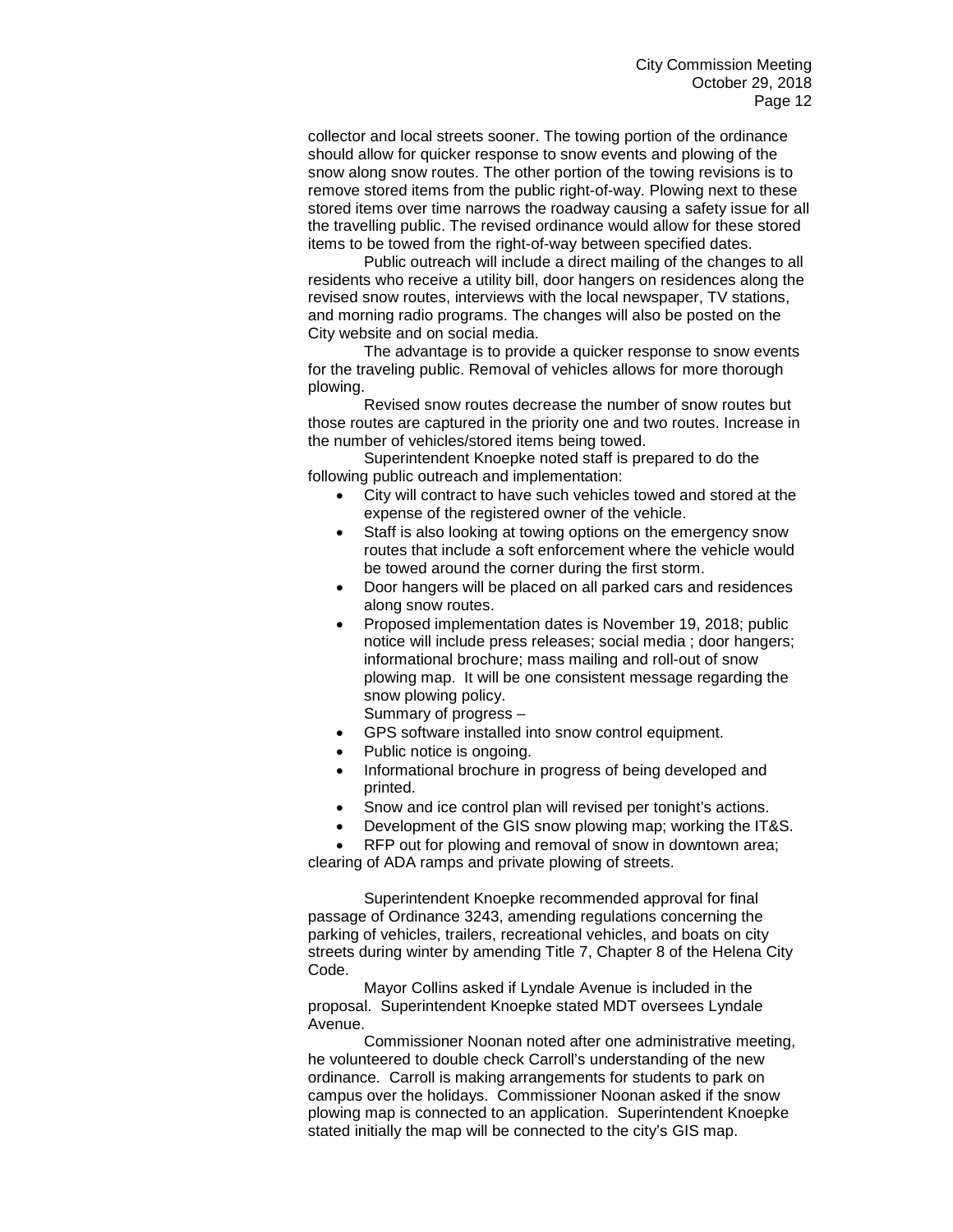collector and local streets sooner. The towing portion of the ordinance should allow for quicker response to snow events and plowing of the snow along snow routes. The other portion of the towing revisions is to remove stored items from the public right-of-way. Plowing next to these stored items over time narrows the roadway causing a safety issue for all the travelling public. The revised ordinance would allow for these stored items to be towed from the right-of-way between specified dates.

Public outreach will include a direct mailing of the changes to all residents who receive a utility bill, door hangers on residences along the revised snow routes, interviews with the local newspaper, TV stations, and morning radio programs. The changes will also be posted on the City website and on social media.

The advantage is to provide a quicker response to snow events for the traveling public. Removal of vehicles allows for more thorough plowing.

Revised snow routes decrease the number of snow routes but those routes are captured in the priority one and two routes. Increase in the number of vehicles/stored items being towed.

Superintendent Knoepke noted staff is prepared to do the following public outreach and implementation:

- City will contract to have such vehicles towed and stored at the expense of the registered owner of the vehicle.
- Staff is also looking at towing options on the emergency snow routes that include a soft enforcement where the vehicle would be towed around the corner during the first storm.
- Door hangers will be placed on all parked cars and residences along snow routes.
- Proposed implementation dates is November 19, 2018; public notice will include press releases; social media ; door hangers; informational brochure; mass mailing and roll-out of snow plowing map. It will be one consistent message regarding the snow plowing policy.

Summary of progress –

- GPS software installed into snow control equipment.
- Public notice is ongoing.
- Informational brochure in progress of being developed and printed.
- Snow and ice control plan will revised per tonight's actions.
- Development of the GIS snow plowing map; working the IT&S.
- RFP out for plowing and removal of snow in downtown area; clearing of ADA ramps and private plowing of streets.

Superintendent Knoepke recommended approval for final passage of Ordinance 3243, amending regulations concerning the parking of vehicles, trailers, recreational vehicles, and boats on city streets during winter by amending Title 7, Chapter 8 of the Helena City Code.

Mayor Collins asked if Lyndale Avenue is included in the proposal. Superintendent Knoepke stated MDT oversees Lyndale Avenue.

Commissioner Noonan noted after one administrative meeting, he volunteered to double check Carroll's understanding of the new ordinance. Carroll is making arrangements for students to park on campus over the holidays. Commissioner Noonan asked if the snow plowing map is connected to an application. Superintendent Knoepke stated initially the map will be connected to the city's GIS map.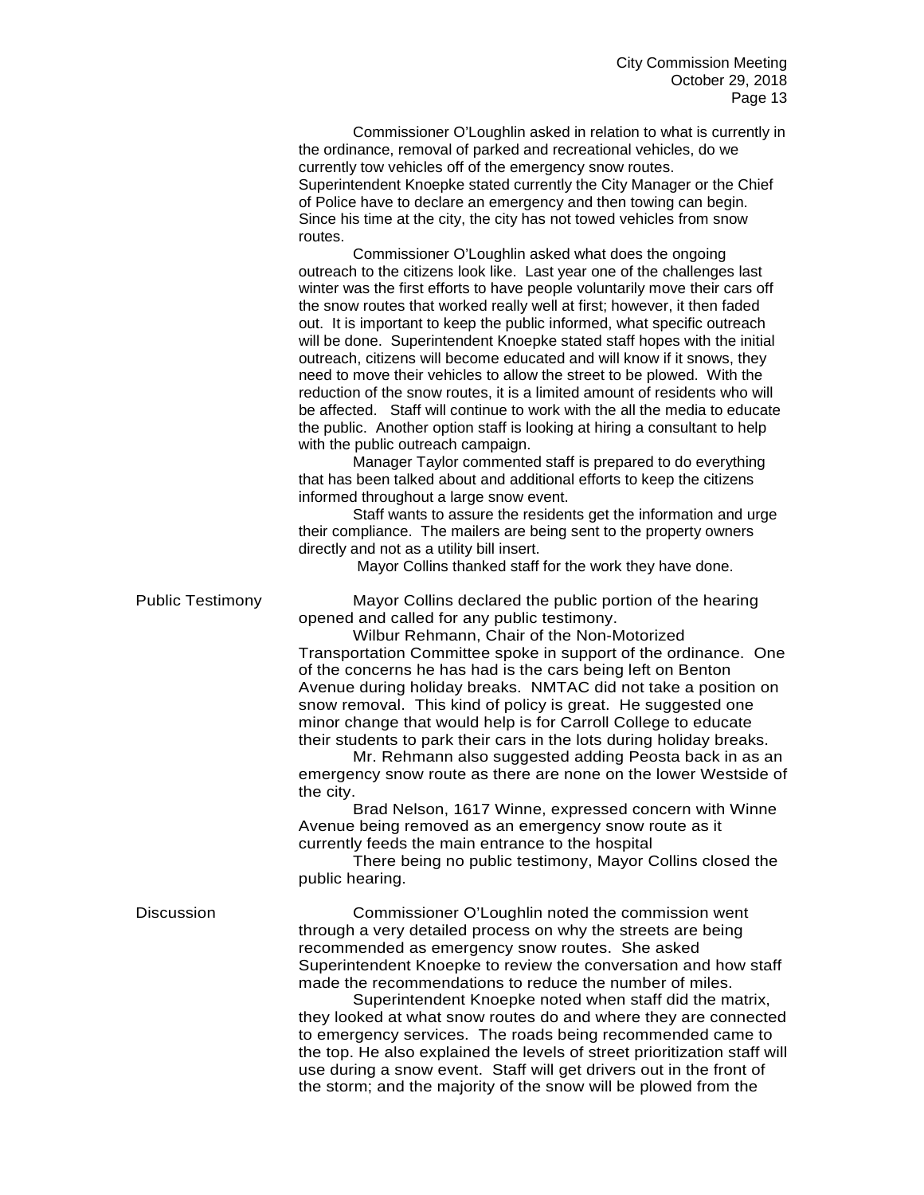Commissioner O'Loughlin asked in relation to what is currently in the ordinance, removal of parked and recreational vehicles, do we currently tow vehicles off of the emergency snow routes. Superintendent Knoepke stated currently the City Manager or the Chief of Police have to declare an emergency and then towing can begin. Since his time at the city, the city has not towed vehicles from snow routes.

Commissioner O'Loughlin asked what does the ongoing outreach to the citizens look like. Last year one of the challenges last winter was the first efforts to have people voluntarily move their cars off the snow routes that worked really well at first; however, it then faded out. It is important to keep the public informed, what specific outreach will be done. Superintendent Knoepke stated staff hopes with the initial outreach, citizens will become educated and will know if it snows, they need to move their vehicles to allow the street to be plowed. With the reduction of the snow routes, it is a limited amount of residents who will be affected. Staff will continue to work with the all the media to educate the public. Another option staff is looking at hiring a consultant to help with the public outreach campaign.

Manager Taylor commented staff is prepared to do everything that has been talked about and additional efforts to keep the citizens informed throughout a large snow event.

Staff wants to assure the residents get the information and urge their compliance. The mailers are being sent to the property owners directly and not as a utility bill insert.

Mayor Collins thanked staff for the work they have done.

**Public Testimony**

Mayor Collins declared the public portion of the hearing opened and called for any public testimony.

Wilbur Rehmann, Chair of the Non-Motorized Transportation Committee spoke in support of the ordinance. One of the concerns he has had is the cars being left on Benton Avenue during holiday breaks. NMTAC did not take a position on snow removal. This kind of policy is great. He suggested one minor change that would help is for Carroll College to educate their students to park their cars in the lots during holiday breaks.

Mr. Rehmann also suggested adding Peosta back in as an emergency snow route as there are none on the lower Westside of the city.

Brad Nelson, 1617 Winne, expressed concern with Winne Avenue being removed as an emergency snow route as it currently feeds the main entrance to the hospital

There being no public testimony, Mayor Collins closed the public hearing.

**Discussion**

Commissioner O'Loughlin noted the commission went through a very detailed process on why the streets are being recommended as emergency snow routes. She asked Superintendent Knoepke to review the conversation and how staff made the recommendations to reduce the number of miles.

Superintendent Knoepke noted when staff did the matrix, they looked at what snow routes do and where they are connected to emergency services. The roads being recommended came to the top. He also explained the levels of street prioritization staff will use during a snow event. Staff will get drivers out in the front of the storm; and the majority of the snow will be plowed from the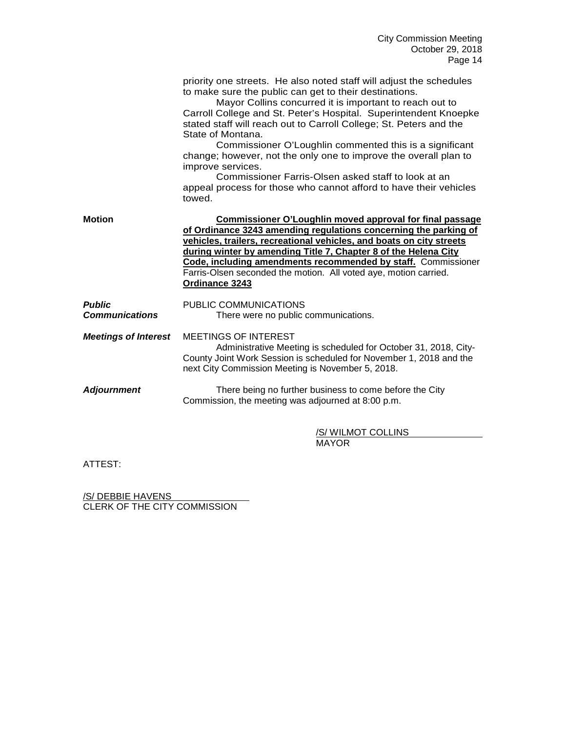priority one streets. He also noted staff will adjust the schedules to make sure the public can get to their destinations.

Mayor Collins concurred it is important to reach out to Carroll College and St. Peter's Hospital. Superintendent Knoepke stated staff will reach out to Carroll College; St. Peters and the State of Montana.

Commissioner O'Loughlin commented this is a significant change; however, not the only one to improve the overall plan to improve services.

Commissioner Farris-Olsen asked staff to look at an appeal process for those who cannot afford to have their vehicles towed.

**Motion**

**Commissioner O'Loughlin moved approval for final passage of Ordinance 3243 amending regulations concerning the parking of vehicles, trailers, recreational vehicles, and boats on city streets during winter by amending Title 7, Chapter 8 of the Helena City Code, including amendments recommended by staff.** Commissioner Farris-Olsen seconded the motion. All voted aye, motion carried. **Ordinance 3243**

***Public Communications***

PUBLIC COMMUNICATIONS

There were no public communications.

***Meetings of Interest***

MEETINGS OF INTEREST

Administrative Meeting is scheduled for October 31, 2018, City-County Joint Work Session is scheduled for November 1, 2018 and the next City Commission Meeting is November 5, 2018.

***Adjournment***

There being no further business to come before the City Commission, the meeting was adjourned at 8:00 p.m.

/S/ WILMOT COLLINS
MAYOR

ATTEST:

/S/ DEBBIE HAVENS
CLERK OF THE CITY COMMISSION